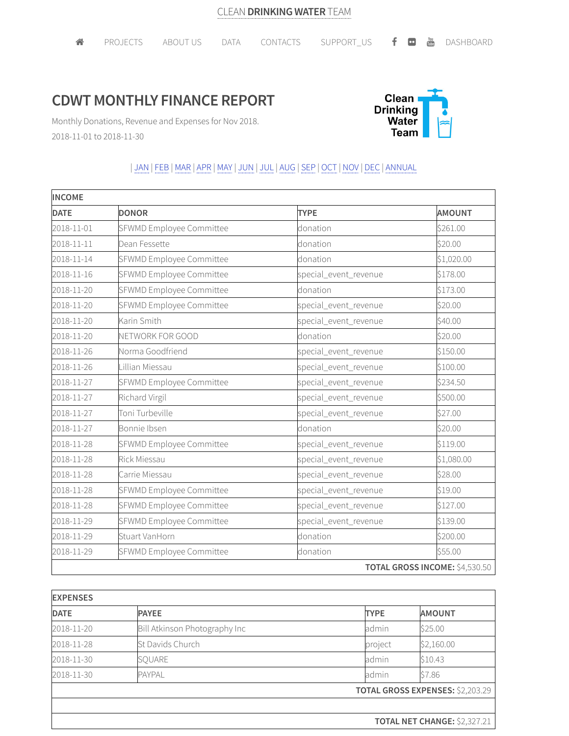CLEAN **DRINKING WATER** TEAM

PROJECTS ABOUT US DATA CONTACTS SUPPORT_US DASHBOARD

# CDWT MONTHLY FINANCE REPORT

Monthly Donations, Revenue and Expenses for Nov 2018.

2018-11-01 to 2018-11-30

Clean Drinking Water Team

| JAN | FEB | MAR | APR | MAY | JUN | JUL | AUG | SEP | OCT | NOV | DEC | ANNUAL

| INCOME | | | |
|---|---|---|---|
| **DATE** | **DONOR** | **TYPE** | **AMOUNT** |
| 2018-11-01 | SFWMD Employee Committee | donation | $261.00 |
| 2018-11-11 | Dean Fessette | donation | $20.00 |
| 2018-11-14 | SFWMD Employee Committee | donation | $1,020.00 |
| 2018-11-16 | SFWMD Employee Committee | special_event_revenue | $178.00 |
| 2018-11-20 | SFWMD Employee Committee | donation | $173.00 |
| 2018-11-20 | SFWMD Employee Committee | special_event_revenue | $20.00 |
| 2018-11-20 | Karin Smith | special_event_revenue | $40.00 |
| 2018-11-20 | NETWORK FOR GOOD | donation | $20.00 |
| 2018-11-26 | Norma Goodfriend | special_event_revenue | $150.00 |
| 2018-11-26 | Lillian Miessau | special_event_revenue | $100.00 |
| 2018-11-27 | SFWMD Employee Committee | special_event_revenue | $234.50 |
| 2018-11-27 | Richard Virgil | special_event_revenue | $500.00 |
| 2018-11-27 | Toni Turbeville | special_event_revenue | $27.00 |
| 2018-11-27 | Bonnie Ibsen | donation | $20.00 |
| 2018-11-28 | SFWMD Employee Committee | special_event_revenue | $119.00 |
| 2018-11-28 | Rick Miessau | special_event_revenue | $1,080.00 |
| 2018-11-28 | Carrie Miessau | special_event_revenue | $28.00 |
| 2018-11-28 | SFWMD Employee Committee | special_event_revenue | $19.00 |
| 2018-11-28 | SFWMD Employee Committee | special_event_revenue | $127.00 |
| 2018-11-29 | SFWMD Employee Committee | special_event_revenue | $139.00 |
| 2018-11-29 | Stuart VanHorn | donation | $200.00 |
| 2018-11-29 | SFWMD Employee Committee | donation | $55.00 |
| | | | **TOTAL GROSS INCOME:** $4,530.50 |

| EXPENSES | | | |
|---|---|---|---|
| **DATE** | **PAYEE** | **TYPE** | **AMOUNT** |
| 2018-11-20 | Bill Atkinson Photography Inc | admin | $25.00 |
| 2018-11-28 | St Davids Church | project | $2,160.00 |
| 2018-11-30 | SQUARE | admin | $10.43 |
| 2018-11-30 | PAYPAL | admin | $7.86 |
| | | | **TOTAL GROSS EXPENSES:** $2,203.29 |
| | | | |
| | | | **TOTAL NET CHANGE:** $2,327.21 |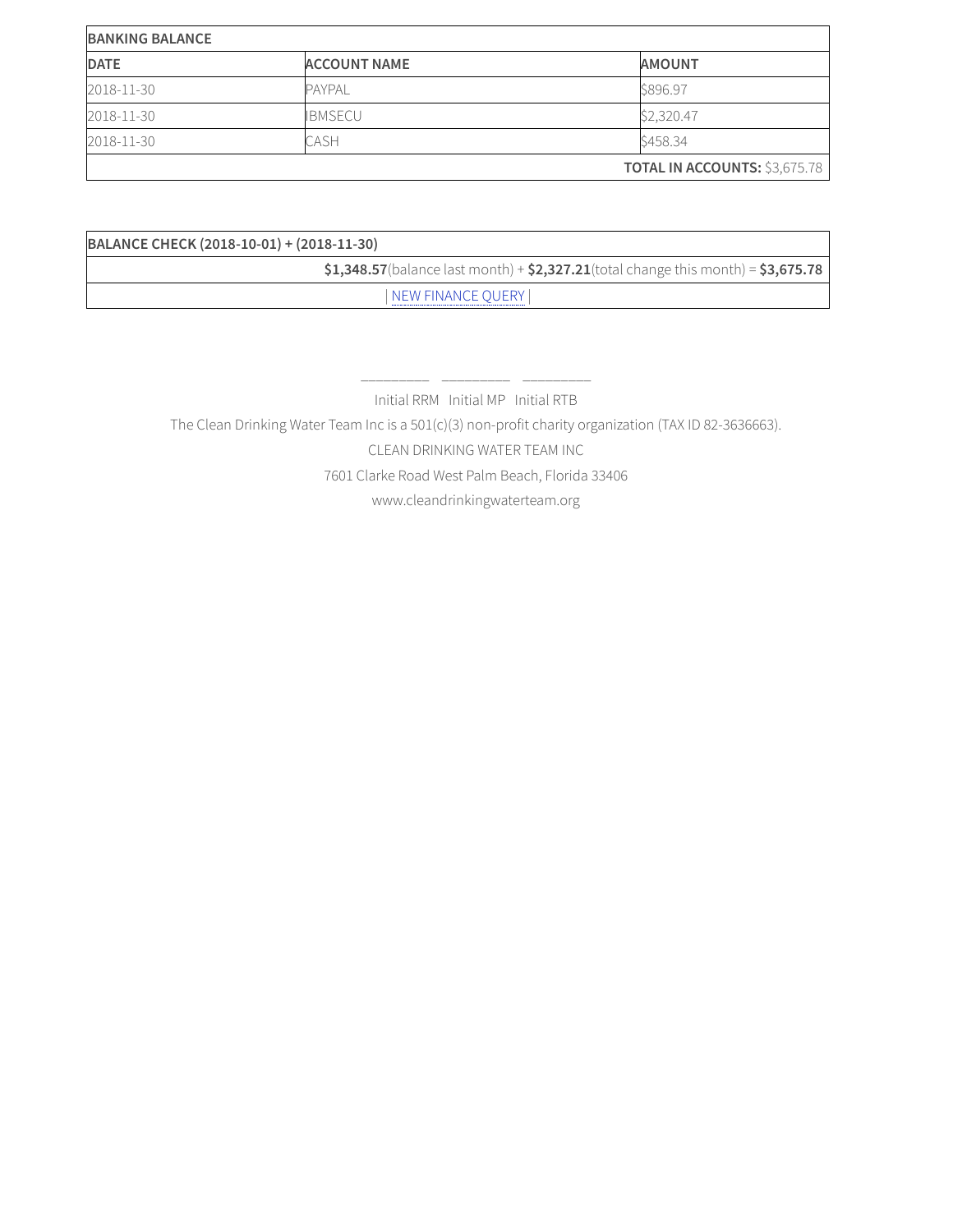| BANKING BALANCE | | |
|---|---|---|
| **DATE** | **ACCOUNT NAME** | **AMOUNT** |
| 2018-11-30 | PAYPAL | $896.97 |
| 2018-11-30 | IBMSECU | $2,320.47 |
| 2018-11-30 | CASH | $458.34 |
| | | **TOTAL IN ACCOUNTS:** $3,675.78 |

| BALANCE CHECK (2018-10-01) + (2018-11-30) |
|---|
| **$1,348.57**(balance last month) + **$2,327.21**(total change this month) = **$3,675.78** |
| \| NEW FINANCE QUERY \| |

\_\_\_\_\_\_\_\_\_\_ \_\_\_\_\_\_\_\_\_\_ \_\_\_\_\_\_\_\_\_\_

Initial RRM Initial MP Initial RTB

The Clean Drinking Water Team Inc is a 501(c)(3) non-profit charity organization (TAX ID 82-3636663).

CLEAN DRINKING WATER TEAM INC

7601 Clarke Road West Palm Beach, Florida 33406

www.cleandrinkingwaterteam.org